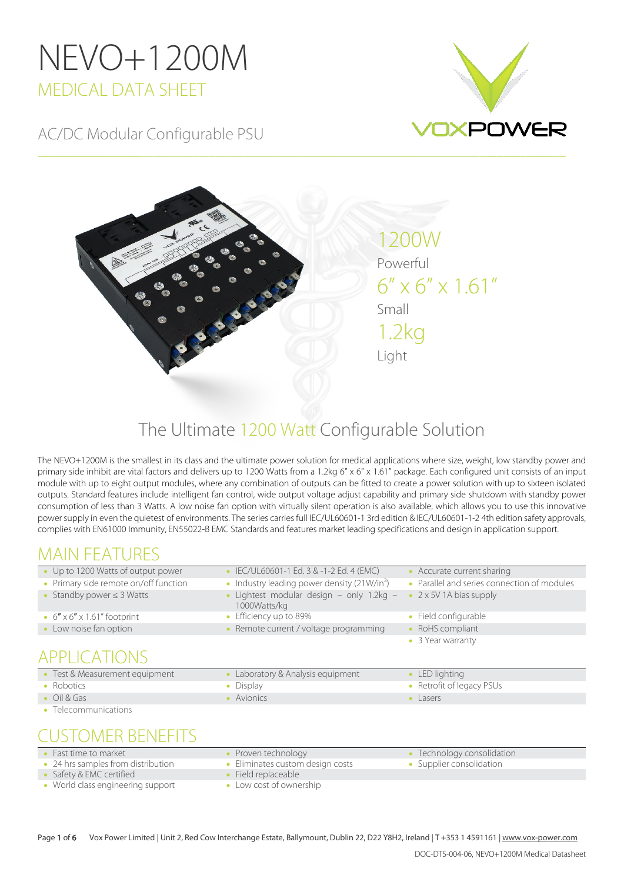# NEVO+1200M

## MEDICAL DATA SHEET

AC/DC Modular Configurable PSU

VOXPOWER

1200W
Powerful

6" x 6" x 1.61"
Small

1.2kg
Light

## The Ultimate 1200 Watt Configurable Solution

The NEVO+1200M is the smallest in its class and the ultimate power solution for medical applications where size, weight, low standby power and primary side inhibit are vital factors and delivers up to 1200 Watts from a 1.2kg 6" x 6" x 1.61" package. Each configured unit consists of an input module with up to eight output modules, where any combination of outputs can be fitted to create a power solution with up to sixteen isolated outputs. Standard features include intelligent fan control, wide output voltage adjust capability and primary side shutdown with standby power consumption of less than 3 Watts. A low noise fan option with virtually silent operation is also available, which allows you to use this innovative power supply in even the quietest of environments. The series carries full IEC/UL60601-1 3rd edition & IEC/UL60601-1-2 4th edition safety approvals, complies with EN61000 Immunity, EN55022-B EMC Standards and features market leading specifications and design in application support.

## MAIN FEATURES

| | | |
|---|---|---|
| • Up to 1200 Watts of output power | • IEC/UL60601-1 Ed. 3 & -1-2 Ed. 4 (EMC) | • Accurate current sharing |
| • Primary side remote on/off function | • Industry leading power density (21W/in$^3$) | • Parallel and series connection of modules |
| • Standby power ≤ 3 Watts | • Lightest modular design – only 1.2kg – 1000Watts/kg | • 2 x 5V 1A bias supply |
| • 6" x 6" x 1.61" footprint | • Efficiency up to 89% | • Field configurable |
| • Low noise fan option | • Remote current / voltage programming | • RoHS compliant |
| | | • 3 Year warranty |

## APPLICATIONS

| | | |
|---|---|---|
| • Test & Measurement equipment | • Laboratory & Analysis equipment | • LED lighting |
| • Robotics | • Display | • Retrofit of legacy PSUs |
| • Oil & Gas | • Avionics | • Lasers |
| • Telecommunications | | |

## CUSTOMER BENEFITS

| | | |
|---|---|---|
| • Fast time to market | • Proven technology | • Technology consolidation |
| • 24 hrs samples from distribution | • Eliminates custom design costs | • Supplier consolidation |
| • Safety & EMC certified | • Field replaceable | |
| • World class engineering support | • Low cost of ownership | |

Vox Power Limited | Unit 2, Red Cow Interchange Estate, Ballymount, Dublin 22, D22 Y8H2, Ireland | T +353 1 4591161 | www.vox-power.com

DOC-DTS-004-06, NEVO+1200M Medical Datasheet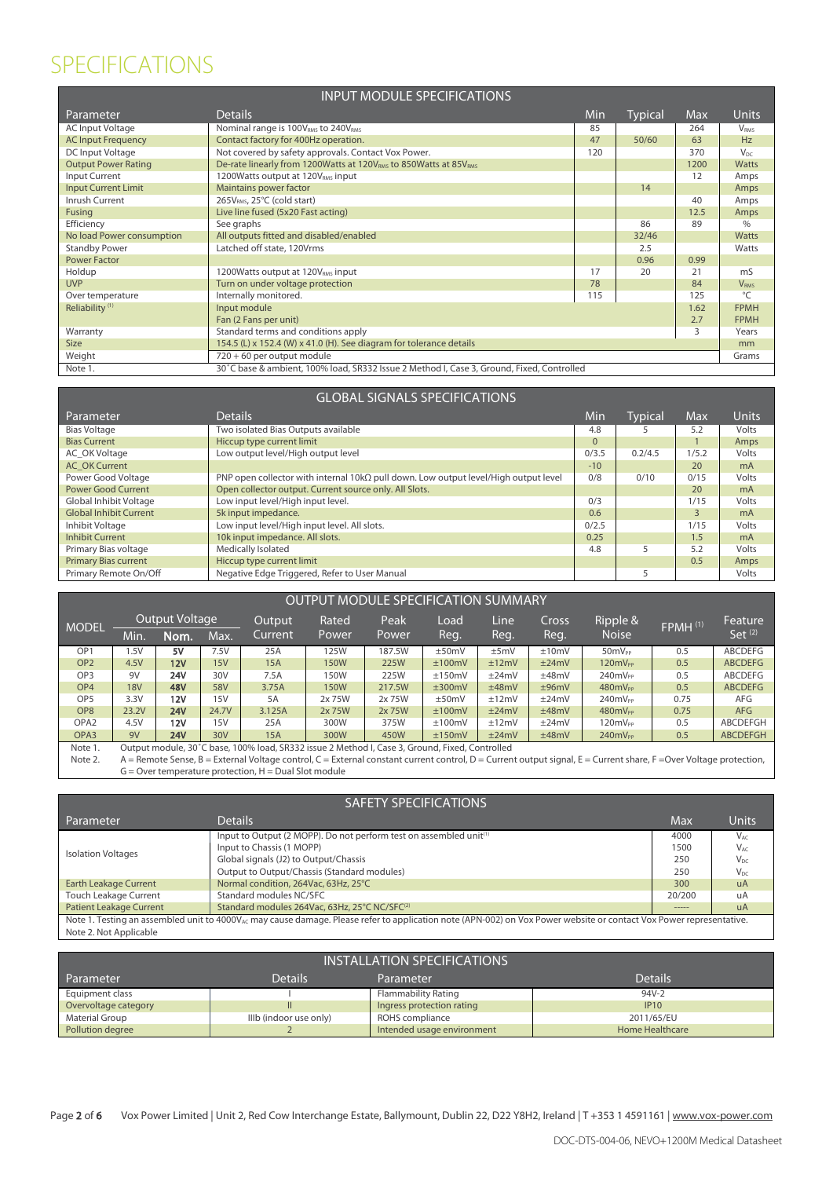# SPECIFICATIONS

| INPUT MODULE SPECIFICATIONS | | | | | |
|---|---|---|---|---|---|
| Parameter | Details | Min | Typical | Max | Units |
| AC Input Voltage | Nominal range is $100V_{RMS}$ to $240V_{RMS}$ | 85 | | 264 | $V_{RMS}$ |
| AC Input Frequency | Contact factory for 400Hz operation. | 47 | 50/60 | 63 | Hz |
| DC Input Voltage | Not covered by safety approvals. Contact Vox Power. | 120 | | 370 | $V_{DC}$ |
| Output Power Rating | De-rate linearly from 1200Watts at $120V_{RMS}$ to 850Watts at $85V_{RMS}$ | | | 1200 | Watts |
| Input Current | 1200Watts output at $120V_{RMS}$ input | | | 12 | Amps |
| Input Current Limit | Maintains power factor | | 14 | | Amps |
| Inrush Current | $265V_{RMS}$, 25°C (cold start) | | | 40 | Amps |
| Fusing | Live line fused (5x20 Fast acting) | | | 12.5 | Amps |
| Efficiency | See graphs | | 86 | 89 | % |
| No load Power consumption | All outputs fitted and disabled/enabled | | 32/46 | | Watts |
| Standby Power | Latched off state, 120Vrms | | 2.5 | | Watts |
| Power Factor | | | 0.96 | 0.99 | |
| Holdup | 1200Watts output at $120V_{RMS}$ input | 17 | 20 | 21 | mS |
| UVP | Turn on under voltage protection | 78 | | 84 | $V_{RMS}$ |
| Over temperature | Internally monitored. | 115 | | 125 | °C |
| Reliability [1] | Input module | | | 1.62 | FPMH |
| | Fan (2 Fans per unit) | | | 2.7 | FPMH |
| Warranty | Standard terms and conditions apply | | | 3 | Years |
| Size | 154.5 (L) x 152.4 (W) x 41.0 (H). See diagram for tolerance details | | | | mm |
| Weight | 720 + 60 per output module | | | | Grams |
| Note 1. | 30˚C base & ambient, 100% load, SR332 Issue 2 Method I, Case 3, Ground, Fixed, Controlled | | | | |

| GLOBAL SIGNALS SPECIFICATIONS | | | | | |
|---|---|---|---|---|---|
| Parameter | Details | Min | Typical | Max | Units |
| Bias Voltage | Two isolated Bias Outputs available | 4.8 | 5 | 5.2 | Volts |
| Bias Current | Hiccup type current limit | 0 | | 1 | Amps |
| AC_OK Voltage | Low output level/High output level | 0/3.5 | 0.2/4.5 | 1/5.2 | Volts |
| AC_OK Current | | -10 | | 20 | mA |
| Power Good Voltage | PNP open collector with internal 10kΩ pull down. Low output level/High output level | 0/8 | 0/10 | 0/15 | Volts |
| Power Good Current | Open collector output. Current source only. All Slots. | | | 20 | mA |
| Global Inhibit Voltage | Low input level/High input level. | 0/3 | | 1/15 | Volts |
| Global Inhibit Current | 5k input impedance. | 0.6 | | 3 | mA |
| Inhibit Voltage | Low input level/High input level. All slots. | 0/2.5 | | 1/15 | Volts |
| Inhibit Current | 10k input impedance. All slots. | 0.25 | | 1.5 | mA |
| Primary Bias voltage | Medically Isolated | 4.8 | 5 | 5.2 | Volts |
| Primary Bias current | Hiccup type current limit | | | 0.5 | Amps |
| Primary Remote On/Off | Negative Edge Triggered, Refer to User Manual | | 5 | | Volts |

| OUTPUT MODULE SPECIFICATION SUMMARY | | | | | | | | | | | | | |
|---|---|---|---|---|---|---|---|---|---|---|---|---|---|
| MODEL | Output Voltage | | | Output Current | Rated Power | Peak Power | Load Reg. | Line Reg. | Cross Reg. | Ripple & Noise | FPMH [1] | Feature Set [2] |
| | Min. | **Nom.** | Max. | | | | | | | | | |
| OP1 | 1.5V | **5V** | 7.5V | 25A | 125W | 187.5W | ±50mV | ±5mV | ±10mV | $50mV_{PP}$ | 0.5 | ABCDEFG |
| OP2 | 4.5V | **12V** | 15V | 15A | 150W | 225W | ±100mV | ±12mV | ±24mV | $120mV_{PP}$ | 0.5 | ABCDEFG |
| OP3 | 9V | **24V** | 30V | 7.5A | 150W | 225W | ±150mV | ±24mV | ±48mV | $240mV_{PP}$ | 0.5 | ABCDEFG |
| OP4 | 18V | **48V** | 58V | 3.75A | 150W | 217.5W | ±300mV | ±48mV | ±96mV | $480mV_{PP}$ | 0.5 | ABCDEFG |
| OP5 | 3.3V | **12V** | 15V | 5A | 2x 75W | 2x 75W | ±50mV | ±12mV | ±24mV | $240mV_{PP}$ | 0.75 | AFG |
| OP8 | 23.2V | **24V** | 24.7V | 3.125A | 2x 75W | 2x 75W | ±100mV | ±24mV | ±48mV | $480mV_{PP}$ | 0.75 | AFG |
| OPA2 | 4.5V | **12V** | 15V | 25A | 300W | 375W | ±100mV | ±12mV | ±24mV | $120mV_{PP}$ | 0.5 | ABCDEFGH |
| OPA3 | 9V | **24V** | 30V | 15A | 300W | 450W | ±150mV | ±24mV | ±48mV | $240mV_{PP}$ | 0.5 | ABCDEFGH |

Note 1. Output module, 30˚C base, 100% load, SR332 issue 2 Method I, Case 3, Ground, Fixed, Controlled

Note 2. A = Remote Sense, B = External Voltage control, C = External constant current control, D = Current output signal, E = Current share, F =Over Voltage protection, G = Over temperature protection, H = Dual Slot module

| SAFETY SPECIFICATIONS | | | |
|---|---|---|---|
| Parameter | Details | Max | Units |
| Isolation Voltages | Input to Output (2 MOPP). Do not perform test on assembled unit[1] | 4000 | $V_{AC}$ |
| | Input to Chassis (1 MOPP) | 1500 | $V_{AC}$ |
| | Global signals (J2) to Output/Chassis | 250 | $V_{DC}$ |
| | Output to Output/Chassis (Standard modules) | 250 | $V_{DC}$ |
| Earth Leakage Current | Normal condition, 264Vac, 63Hz, 25°C | 300 | uA |
| Touch Leakage Current | Standard modules NC/SFC | 20/200 | uA |
| Patient Leakage Current | Standard modules 264Vac, 63Hz, 25°C NC/SFC[2] | ----- | uA |

Note 1. Testing an assembled unit to $4000V_{AC}$ may cause damage. Please refer to application note (APN-002) on Vox Power website or contact Vox Power representative.

Note 2. Not Applicable

| INSTALLATION SPECIFICATIONS | | | |
|---|---|---|---|
| Parameter | Details | Parameter | Details |
| Equipment class | I | Flammability Rating | 94V-2 |
| Overvoltage category | II | Ingress protection rating | IP10 |
| Material Group | IIIb (indoor use only) | ROHS compliance | 2011/65/EU |
| Pollution degree | 2 | Intended usage environment | Home Healthcare |

Vox Power Limited | Unit 2, Red Cow Interchange Estate, Ballymount, Dublin 22, D22 Y8H2, Ireland | T +353 1 4591161 | www.vox-power.com

DOC-DTS-004-06, NEVO+1200M Medical Datasheet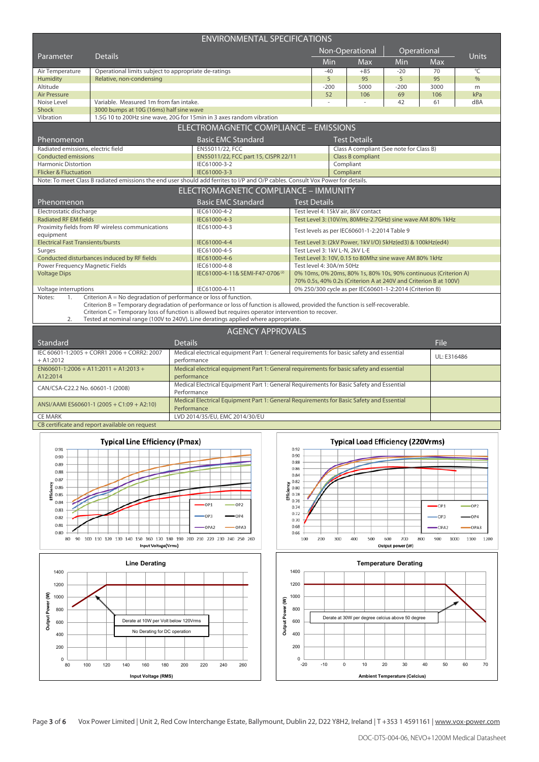## ENVIRONMENTAL SPECIFICATIONS

| Parameter | Details | Non-Operational Min | Non-Operational Max | Operational Min | Operational Max | Units |
|---|---|---|---|---|---|---|
| Air Temperature | Operational limits subject to appropriate de-ratings | -40 | +85 | -20 | 70 | °C |
| Humidity | Relative, non-condensing | 5 | 95 | 5 | 95 | % |
| Altitude | | -200 | 5000 | -200 | 3000 | m |
| Air Pressure | | 52 | 106 | 69 | 106 | kPa |
| Noise Level | Variable. Measured 1m from fan intake. | - | - | 42 | 61 | dBA |
| Shock | 3000 bumps at 10G (16ms) half sine wave | | | | | |
| Vibration | 1.5G 10 to 200Hz sine wave, 20G for 15min in 3 axes random vibration | | | | | |

## ELECTROMAGNETIC COMPLIANCE – EMISSIONS

| Phenomenon | Basic EMC Standard | Test Details |
|---|---|---|
| Radiated emissions, electric field | EN55011/22, FCC | Class A compliant (See note for Class B) |
| Conducted emissions | EN55011/22, FCC part 15, CISPR 22/11 | Class B compliant |
| Harmonic Distortion | IEC61000-3-2 | Compliant |
| Flicker & Fluctuation | IEC61000-3-3 | Compliant |

Note: To meet Class B radiated emissions the end user should add ferrites to I/P and O/P cables. Consult Vox Power for details.

## ELECTROMAGNETIC COMPLIANCE – IMMUNITY

| Phenomenon | Basic EMC Standard | Test Details |
|---|---|---|
| Electrostatic discharge | IEC61000-4-2 | Test level 4: 15kV air, 8kV contact |
| Radiated RF EM fields | IEC61000-4-3 | Test Level 3: (10V/m, 80MHz-2.7GHz) sine wave AM 80% 1kHz |
| Proximity fields from RF wireless communications equipment | IEC61000-4-3 | Test levels as per IEC60601-1-2:2014 Table 9 |
| Electrical Fast Transients/bursts | IEC61000-4-4 | Test Level 3: (2kV Power, 1kV I/O) 5kHz(ed3) & 100kHz(ed4) |
| Surges | IEC61000-4-5 | Test Level 3: 1kV L-N, 2kV L-E |
| Conducted disturbances induced by RF fields | IEC61000-4-6 | Test Level 3: 10V, 0.15 to 80Mhz sine wave AM 80% 1kHz |
| Power Frequency Magnetic Fields | IEC61000-4-8 | Test level 4: 30A/m 50Hz |
| Voltage Dips | IEC61000-4-11& SEMI-F47-0706 [2] | 0% 10ms, 0% 20ms, 80% 1s, 80% 10s, 90% continuous (Criterion A) 70% 0.5s, 40% 0.2s (Criterion A at 240V and Criterion B at 100V) |
| Voltage interruptions | IEC61000-4-11 | 0% 250/300 cycle as per IEC60601-1-2:2014 (Criterion B) |

Notes:
1. Criterion A = No degradation of performance or loss of function.
   Criterion B = Temporary degradation of performance or loss of function is allowed, provided the function is self-recoverable.
   Criterion C = Temporary loss of function is allowed but requires operator intervention to recover.
2. Tested at nominal range (100V to 240V). Line deratings applied where appropriate.

## AGENCY APPROVALS

| Standard | Details | File |
|---|---|---|
| IEC 60601-1:2005 + CORR1 2006 + CORR2: 2007 + A1:2012 | Medical electrical equipment Part 1: General requirements for basic safety and essential performance | UL: E316486 |
| EN60601-1:2006 + A11:2011 + A1:2013 + A12:2014 | Medical electrical equipment Part 1: General requirements for basic safety and essential performance | |
| CAN/CSA-C22.2 No. 60601-1 (2008) | Medical Electrical Equipment Part 1: General Requirements for Basic Safety and Essential Performance | |
| ANSI/AAMI ES60601-1 (2005 + C1:09 + A2:10) | Medical Electrical Equipment Part 1: General Requirements for Basic Safety and Essential Performance | |
| CE MARK | LVD 2014/35/EU, EMC 2014/30/EU | |
| CB certificate and report available on request | | |

**Typical Line Efficiency (Pmax)**

**Typical Load Efficiency (220Vrms)**

**Line Derating**

Derate at 10W per Volt below 120Vrms

No Derating for DC operation

**Temperature Derating**

Derate at 30W per degree celcius above 50 degree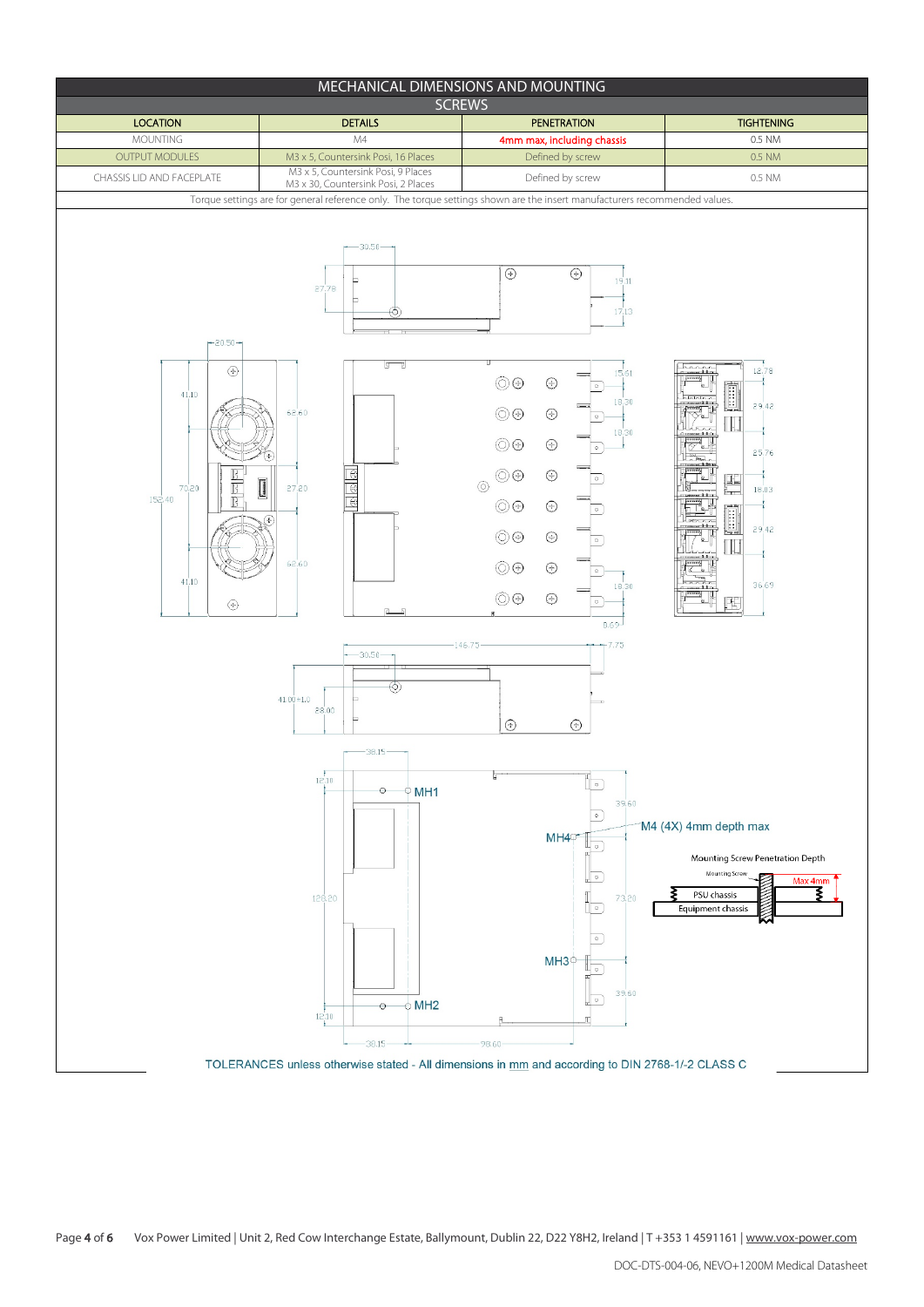## MECHANICAL DIMENSIONS AND MOUNTING

### SCREWS

| LOCATION | DETAILS | PENETRATION | TIGHTENING |
|---|---|---|---|
| MOUNTING | M4 | 4mm max, including chassis | 0.5 NM |
| OUTPUT MODULES | M3 x 5, Countersink Posi, 16 Places | Defined by screw | 0.5 NM |
| CHASSIS LID AND FACEPLATE | M3 x 5, Countersink Posi, 9 Places<br>M3 x 30, Countersink Posi, 2 Places | Defined by screw | 0.5 NM |
| Torque settings are for general reference only. The torque settings shown are the insert manufacturers recommended values. | | | |

MH1

MH2

MH3

MH4

M4 (4X) 4mm depth max

Mounting Screw Penetration Depth

Mounting Screw

Max 4mm

PSU chassis

Equipment chassis

TOLERANCES unless otherwise stated - All dimensions in mm and according to DIN 2768-1/-2 CLASS C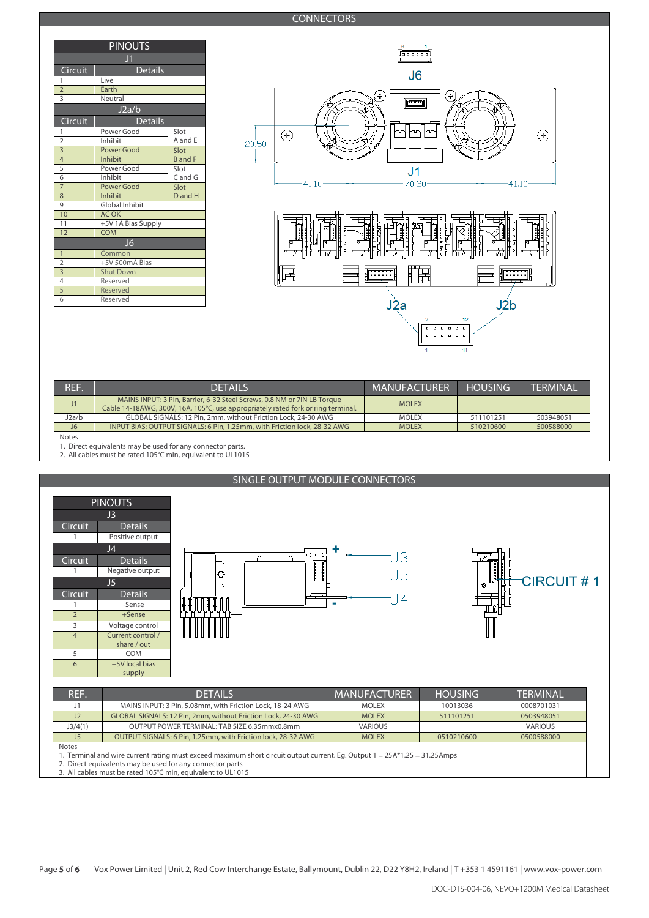## CONNECTORS

| PINOUTS | | |
|---|---|---|
| **J1** | | |
| Circuit | Details | |
| 1 | Live | |
| 2 | Earth | |
| 3 | Neutral | |
| **J2a/b** | | |
| Circuit | Details | |
| 1 | Power Good | Slot A and E |
| 2 | Inhibit | |
| 3 | Power Good | Slot B and F |
| 4 | Inhibit | |
| 5 | Power Good | Slot C and G |
| 6 | Inhibit | |
| 7 | Power Good | Slot D and H |
| 8 | Inhibit | |
| 9 | Global Inhibit | |
| 10 | AC OK | |
| 11 | +5V 1A Bias Supply | |
| 12 | COM | |
| **J6** | | |
| 1 | Common | |
| 2 | +5V 500mA Bias | |
| 3 | Shut Down | |
| 4 | Reserved | |
| 5 | Reserved | |
| 6 | Reserved | |

| REF. | DETAILS | MANUFACTURER | HOUSING | TERMINAL |
|---|---|---|---|---|
| J1 | MAINS INPUT: 3 Pin, Barrier, 6-32 Steel Screws, 0.8 NM or 7IN LB Torque Cable 14-18AWG, 300V, 16A, 105°C, use appropriately rated fork or ring terminal. | MOLEX | | |
| J2a/b | GLOBAL SIGNALS: 12 Pin, 2mm, without Friction Lock, 24-30 AWG | MOLEX | 511101251 | 503948051 |
| J6 | INPUT BIAS: OUTPUT SIGNALS: 6 Pin, 1.25mm, with Friction lock, 28-32 AWG | MOLEX | 510210600 | 500588000 |

Notes
1. Direct equivalents may be used for any connector parts.
2. All cables must be rated 105°C min, equivalent to UL1015

## SINGLE OUTPUT MODULE CONNECTORS

| PINOUTS | |
|---|---|
| **J3** | |
| Circuit | Details |
| 1 | Positive output |
| **J4** | |
| Circuit | Details |
| 1 | Negative output |
| **J5** | |
| Circuit | Details |
| 1 | -Sense |
| 2 | +Sense |
| 3 | Voltage control |
| 4 | Current control / share / out |
| 5 | COM |
| 6 | +5V local bias supply |

| REF. | DETAILS | MANUFACTURER | HOUSING | TERMINAL |
|---|---|---|---|---|
| J1 | MAINS INPUT: 3 Pin, 5.08mm, with Friction Lock, 18-24 AWG | MOLEX | 10013036 | 0008701031 |
| J2 | GLOBAL SIGNALS: 12 Pin, 2mm, without Friction Lock, 24-30 AWG | MOLEX | 511101251 | 0503948051 |
| J3/4(1) | OUTPUT POWER TERMINAL: TAB SIZE 6.35mmx0.8mm | VARIOUS | | VARIOUS |
| J5 | OUTPUT SIGNALS: 6 Pin, 1.25mm, with Friction lock, 28-32 AWG | MOLEX | 0510210600 | 0500588000 |

Notes
1. Terminal and wire current rating must exceed maximum short circuit output current. Eg. Output 1 = 25A*1.25 = 31.25Amps
2. Direct equivalents may be used for any connector parts
3. All cables must be rated 105°C min, equivalent to UL1015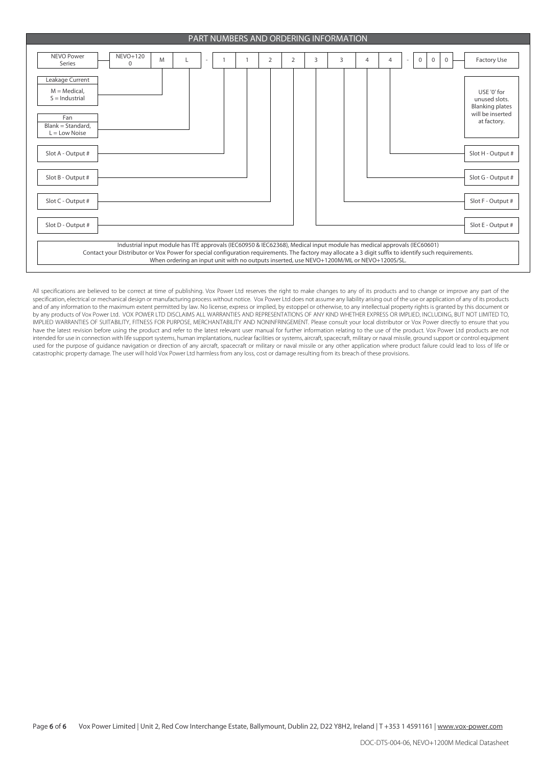## PART NUMBERS AND ORDERING INFORMATION

| NEVO Power Series | NEVO+1200 | M | L | - | 1 | 1 | 2 | 2 | 3 | 3 | 4 | 4 | - | 0 | 0 | 0 | Factory Use |
|---|---|---|---|---|---|---|---|---|---|---|---|---|---|---|---|---|---|

- Leakage Current: M = Medical, S = Industrial
- Fan: Blank = Standard, L = Low Noise
- Slot A - Output #
- Slot B - Output #
- Slot C - Output #
- Slot D - Output #
- Slot E - Output #
- Slot F - Output #
- Slot G - Output #
- Slot H - Output #
- USE '0' for unused slots. Blanking plates will be inserted at factory.

Industrial input module has ITE approvals (IEC60950 & IEC62368), Medical input module has medical approvals (IEC60601)
Contact your Distributor or Vox Power for special configuration requirements. The factory may allocate a 3 digit suffix to identify such requirements.
When ordering an input unit with no outputs inserted, use NEVO+1200M/ML or NEVO+1200S/SL.

All specifications are believed to be correct at time of publishing. Vox Power Ltd reserves the right to make changes to any of its products and to change or improve any part of the specification, electrical or mechanical design or manufacturing process without notice. Vox Power Ltd does not assume any liability arising out of the use or application of any of its products and of any information to the maximum extent permitted by law. No license, express or implied, by estoppel or otherwise, to any intellectual property rights is granted by this document or by any products of Vox Power Ltd. VOX POWER LTD DISCLAIMS ALL WARRANTIES AND REPRESENTATIONS OF ANY KIND WHETHER EXPRESS OR IMPLIED, INCLUDING, BUT NOT LIMITED TO, IMPLIED WARRANTIES OF SUITABILITY, FITNESS FOR PURPOSE, MERCHANTABILITY AND NONINFRINGEMENT. Please consult your local distributor or Vox Power directly to ensure that you have the latest revision before using the product and refer to the latest relevant user manual for further information relating to the use of the product. Vox Power Ltd products are not intended for use in connection with life support systems, human implantations, nuclear facilities or systems, aircraft, spacecraft, military or naval missile, ground support or control equipment used for the purpose of guidance navigation or direction of any aircraft, spacecraft or military or naval missile or any other application where product failure could lead to loss of life or catastrophic property damage. The user will hold Vox Power Ltd harmless from any loss, cost or damage resulting from its breach of these provisions.